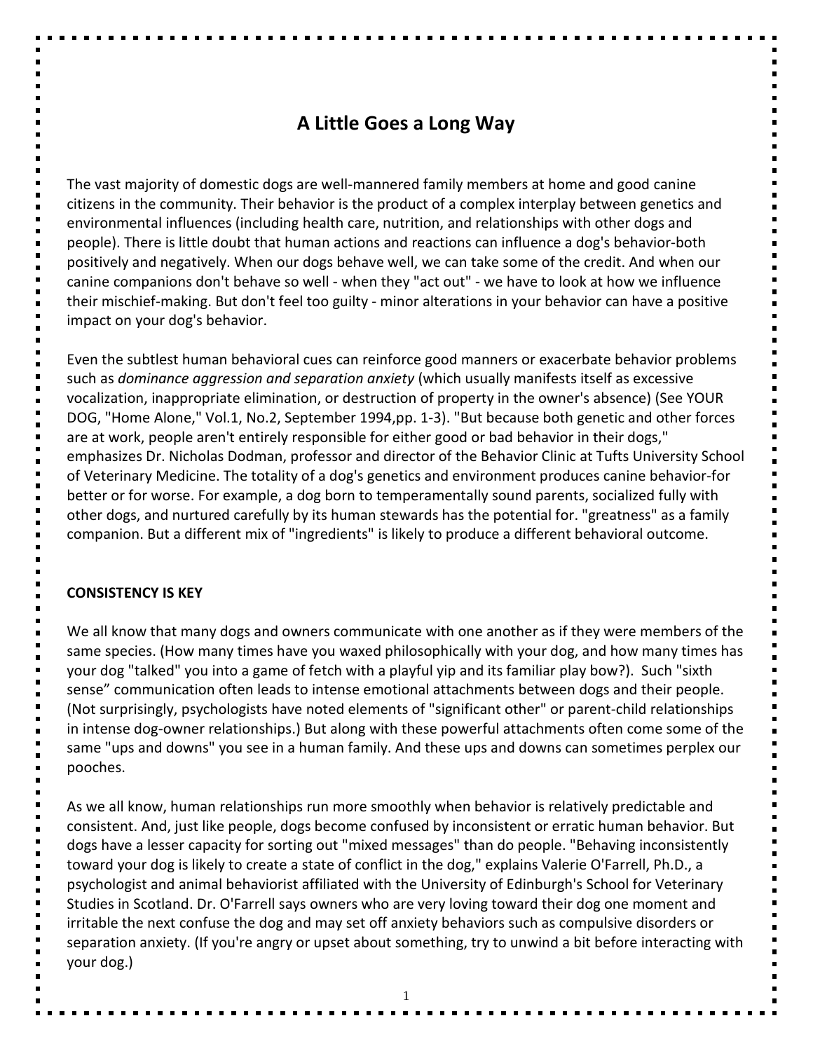# A Little Goes a Long Way

The vast majority of domestic dogs are well-mannered family members at home and good canine citizens in the community. Their behavior is the product of a complex interplay between genetics and environmental influences (including health care, nutrition, and relationships with other dogs and people). There is little doubt that human actions and reactions can influence a dog's behavior-both positively and negatively. When our dogs behave well, we can take some of the credit. And when our canine companions don't behave so well - when they "act out" - we have to look at how we influence their mischief-making. But don't feel too guilty - minor alterations in your behavior can have a positive impact on your dog's behavior.

Even the subtlest human behavioral cues can reinforce good manners or exacerbate behavior problems such as *dominance aggression and separation anxiety* (which usually manifests itself as excessive vocalization, inappropriate elimination, or destruction of property in the owner's absence) (See YOUR DOG, "Home Alone," Vol.1, No.2, September 1994,pp. 1-3). "But because both genetic and other forces are at work, people aren't entirely responsible for either good or bad behavior in their dogs," emphasizes Dr. Nicholas Dodman, professor and director of the Behavior Clinic at Tufts University School of Veterinary Medicine. The totality of a dog's genetics and environment produces canine behavior-for better or for worse. For example, a dog born to temperamentally sound parents, socialized fully with other dogs, and nurtured carefully by its human stewards has the potential for. "greatness" as a family companion. But a different mix of "ingredients" is likely to produce a different behavioral outcome.

**CONSISTENCY IS KEY**

We all know that many dogs and owners communicate with one another as if they were members of the same species. (How many times have you waxed philosophically with your dog, and how many times has your dog "talked" you into a game of fetch with a playful yip and its familiar play bow?). Such "sixth sense" communication often leads to intense emotional attachments between dogs and their people. (Not surprisingly, psychologists have noted elements of "significant other" or parent-child relationships in intense dog-owner relationships.) But along with these powerful attachments often come some of the same "ups and downs" you see in a human family. And these ups and downs can sometimes perplex our pooches.

As we all know, human relationships run more smoothly when behavior is relatively predictable and consistent. And, just like people, dogs become confused by inconsistent or erratic human behavior. But dogs have a lesser capacity for sorting out "mixed messages" than do people. "Behaving inconsistently toward your dog is likely to create a state of conflict in the dog," explains Valerie O'Farrell, Ph.D., a psychologist and animal behaviorist affiliated with the University of Edinburgh's School for Veterinary Studies in Scotland. Dr. O'Farrell says owners who are very loving toward their dog one moment and irritable the next confuse the dog and may set off anxiety behaviors such as compulsive disorders or separation anxiety. (If you're angry or upset about something, try to unwind a bit before interacting with your dog.)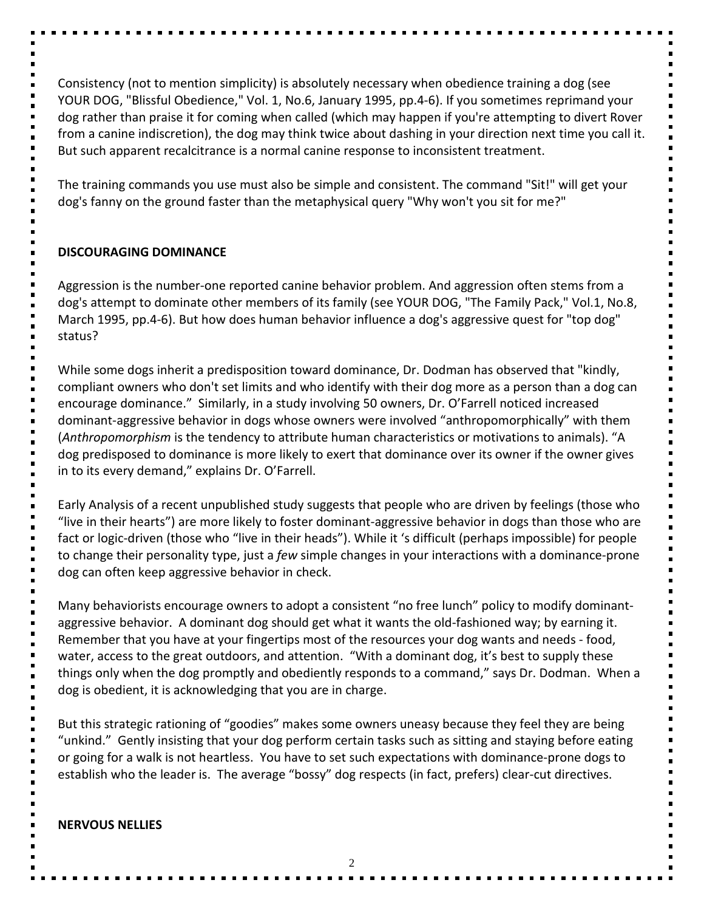Consistency (not to mention simplicity) is absolutely necessary when obedience training a dog (see YOUR DOG, "Blissful Obedience," Vol. 1, No.6, January 1995, pp.4-6). If you sometimes reprimand your dog rather than praise it for coming when called (which may happen if you're attempting to divert Rover from a canine indiscretion), the dog may think twice about dashing in your direction next time you call it. But such apparent recalcitrance is a normal canine response to inconsistent treatment.

The training commands you use must also be simple and consistent. The command "Sit!" will get your dog's fanny on the ground faster than the metaphysical query "Why won't you sit for me?"

**DISCOURAGING DOMINANCE**

Aggression is the number-one reported canine behavior problem. And aggression often stems from a dog's attempt to dominate other members of its family (see YOUR DOG, "The Family Pack," Vol.1, No.8, March 1995, pp.4-6). But how does human behavior influence a dog's aggressive quest for "top dog" status?

While some dogs inherit a predisposition toward dominance, Dr. Dodman has observed that "kindly, compliant owners who don't set limits and who identify with their dog more as a person than a dog can encourage dominance." Similarly, in a study involving 50 owners, Dr. O'Farrell noticed increased dominant-aggressive behavior in dogs whose owners were involved "anthropomorphically" with them (*Anthropomorphism* is the tendency to attribute human characteristics or motivations to animals). "A dog predisposed to dominance is more likely to exert that dominance over its owner if the owner gives in to its every demand," explains Dr. O'Farrell.

Early Analysis of a recent unpublished study suggests that people who are driven by feelings (those who "live in their hearts") are more likely to foster dominant-aggressive behavior in dogs than those who are fact or logic-driven (those who "live in their heads"). While it 's difficult (perhaps impossible) for people to change their personality type, just a *few* simple changes in your interactions with a dominance-prone dog can often keep aggressive behavior in check.

Many behaviorists encourage owners to adopt a consistent "no free lunch" policy to modify dominant-aggressive behavior. A dominant dog should get what it wants the old-fashioned way; by earning it. Remember that you have at your fingertips most of the resources your dog wants and needs - food, water, access to the great outdoors, and attention. "With a dominant dog, it's best to supply these things only when the dog promptly and obediently responds to a command," says Dr. Dodman. When a dog is obedient, it is acknowledging that you are in charge.

But this strategic rationing of "goodies" makes some owners uneasy because they feel they are being "unkind." Gently insisting that your dog perform certain tasks such as sitting and staying before eating or going for a walk is not heartless. You have to set such expectations with dominance-prone dogs to establish who the leader is. The average "bossy" dog respects (in fact, prefers) clear-cut directives.

**NERVOUS NELLIES**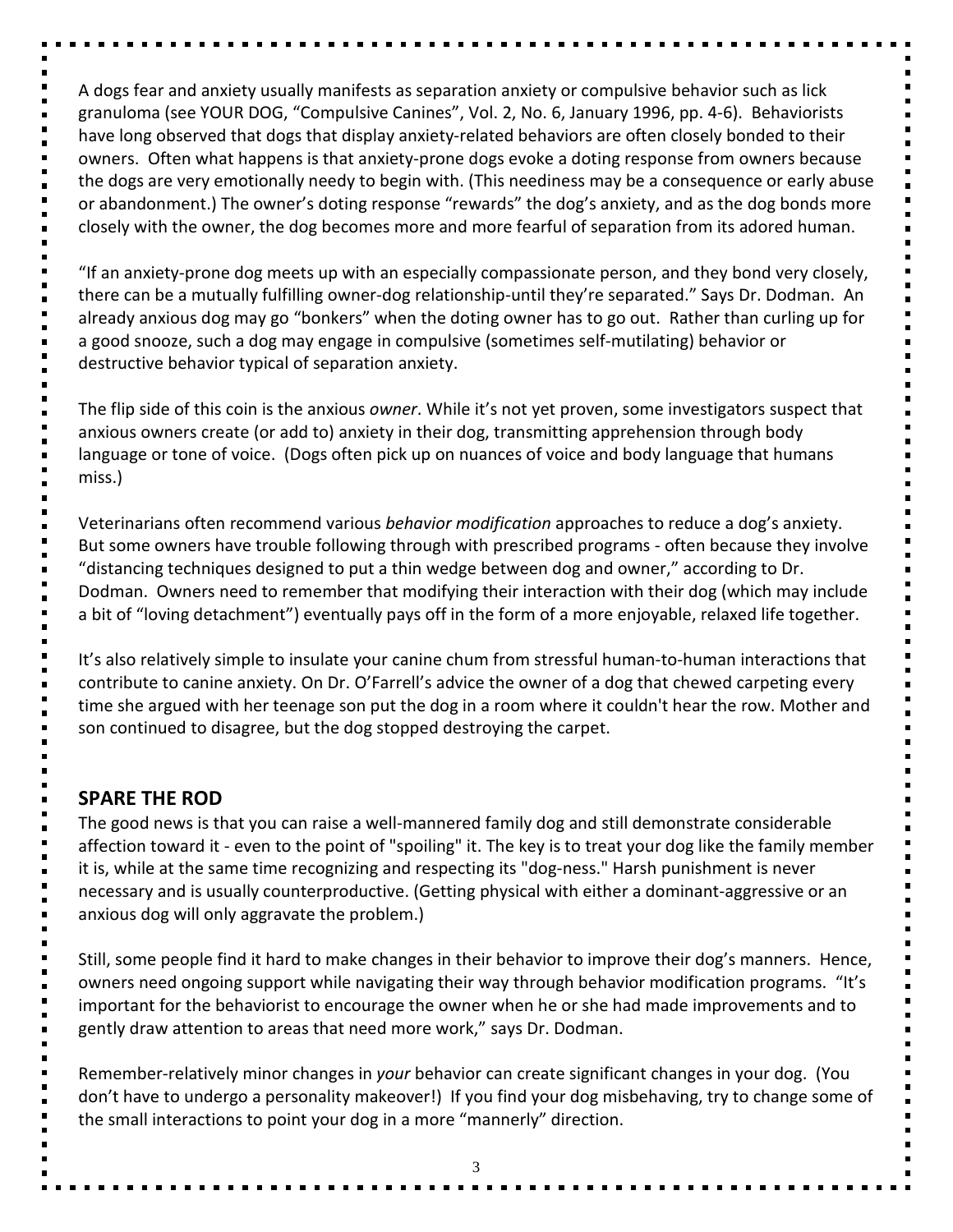A dogs fear and anxiety usually manifests as separation anxiety or compulsive behavior such as lick granuloma (see YOUR DOG, "Compulsive Canines", Vol. 2, No. 6, January 1996, pp. 4-6). Behaviorists have long observed that dogs that display anxiety-related behaviors are often closely bonded to their owners. Often what happens is that anxiety-prone dogs evoke a doting response from owners because the dogs are very emotionally needy to begin with. (This neediness may be a consequence or early abuse or abandonment.) The owner's doting response "rewards" the dog's anxiety, and as the dog bonds more closely with the owner, the dog becomes more and more fearful of separation from its adored human.

"If an anxiety-prone dog meets up with an especially compassionate person, and they bond very closely, there can be a mutually fulfilling owner-dog relationship-until they're separated." Says Dr. Dodman. An already anxious dog may go "bonkers" when the doting owner has to go out. Rather than curling up for a good snooze, such a dog may engage in compulsive (sometimes self-mutilating) behavior or destructive behavior typical of separation anxiety.

The flip side of this coin is the anxious *owner*. While it's not yet proven, some investigators suspect that anxious owners create (or add to) anxiety in their dog, transmitting apprehension through body language or tone of voice. (Dogs often pick up on nuances of voice and body language that humans miss.)

Veterinarians often recommend various *behavior modification* approaches to reduce a dog's anxiety. But some owners have trouble following through with prescribed programs - often because they involve "distancing techniques designed to put a thin wedge between dog and owner," according to Dr. Dodman. Owners need to remember that modifying their interaction with their dog (which may include a bit of "loving detachment") eventually pays off in the form of a more enjoyable, relaxed life together.

It's also relatively simple to insulate your canine chum from stressful human-to-human interactions that contribute to canine anxiety. On Dr. O'Farrell's advice the owner of a dog that chewed carpeting every time she argued with her teenage son put the dog in a room where it couldn't hear the row. Mother and son continued to disagree, but the dog stopped destroying the carpet.

## SPARE THE ROD

The good news is that you can raise a well-mannered family dog and still demonstrate considerable affection toward it - even to the point of "spoiling" it. The key is to treat your dog like the family member it is, while at the same time recognizing and respecting its "dog-ness." Harsh punishment is never necessary and is usually counterproductive. (Getting physical with either a dominant-aggressive or an anxious dog will only aggravate the problem.)

Still, some people find it hard to make changes in their behavior to improve their dog's manners. Hence, owners need ongoing support while navigating their way through behavior modification programs. "It's important for the behaviorist to encourage the owner when he or she had made improvements and to gently draw attention to areas that need more work," says Dr. Dodman.

Remember-relatively minor changes in *your* behavior can create significant changes in your dog. (You don't have to undergo a personality makeover!) If you find your dog misbehaving, try to change some of the small interactions to point your dog in a more "mannerly" direction.